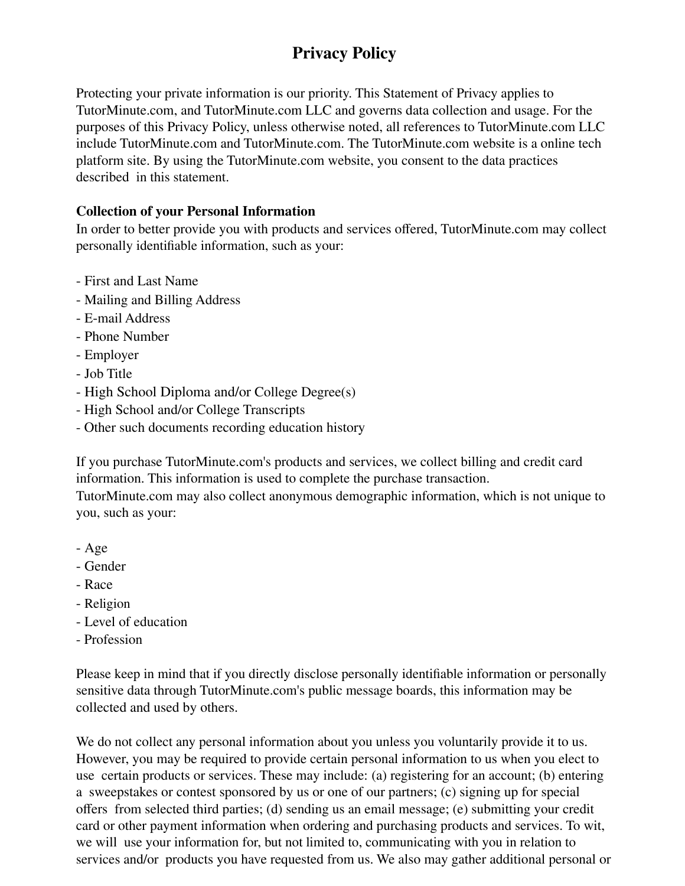# Privacy Policy

Protecting your private information is our priority. This Statement of Privacy applies to TutorMinute.com, and TutorMinute.com LLC and governs data collection and usage. For the purposes of this Privacy Policy, unless otherwise noted, all references to TutorMinute.com LLC include TutorMinute.com and TutorMinute.com. The TutorMinute.com website is a online tech platform site. By using the TutorMinute.com website, you consent to the data practices described in this statement.

**Collection of your Personal Information**

In order to better provide you with products and services offered, TutorMinute.com may collect personally identifiable information, such as your:

- First and Last Name
- Mailing and Billing Address
- E-mail Address
- Phone Number
- Employer
- Job Title
- High School Diploma and/or College Degree(s)
- High School and/or College Transcripts
- Other such documents recording education history

If you purchase TutorMinute.com's products and services, we collect billing and credit card information. This information is used to complete the purchase transaction.
TutorMinute.com may also collect anonymous demographic information, which is not unique to you, such as your:

- Age
- Gender
- Race
- Religion
- Level of education
- Profession

Please keep in mind that if you directly disclose personally identifiable information or personally sensitive data through TutorMinute.com's public message boards, this information may be collected and used by others.

We do not collect any personal information about you unless you voluntarily provide it to us. However, you may be required to provide certain personal information to us when you elect to use certain products or services. These may include: (a) registering for an account; (b) entering a sweepstakes or contest sponsored by us or one of our partners; (c) signing up for special offers from selected third parties; (d) sending us an email message; (e) submitting your credit card or other payment information when ordering and purchasing products and services. To wit, we will use your information for, but not limited to, communicating with you in relation to services and/or products you have requested from us. We also may gather additional personal or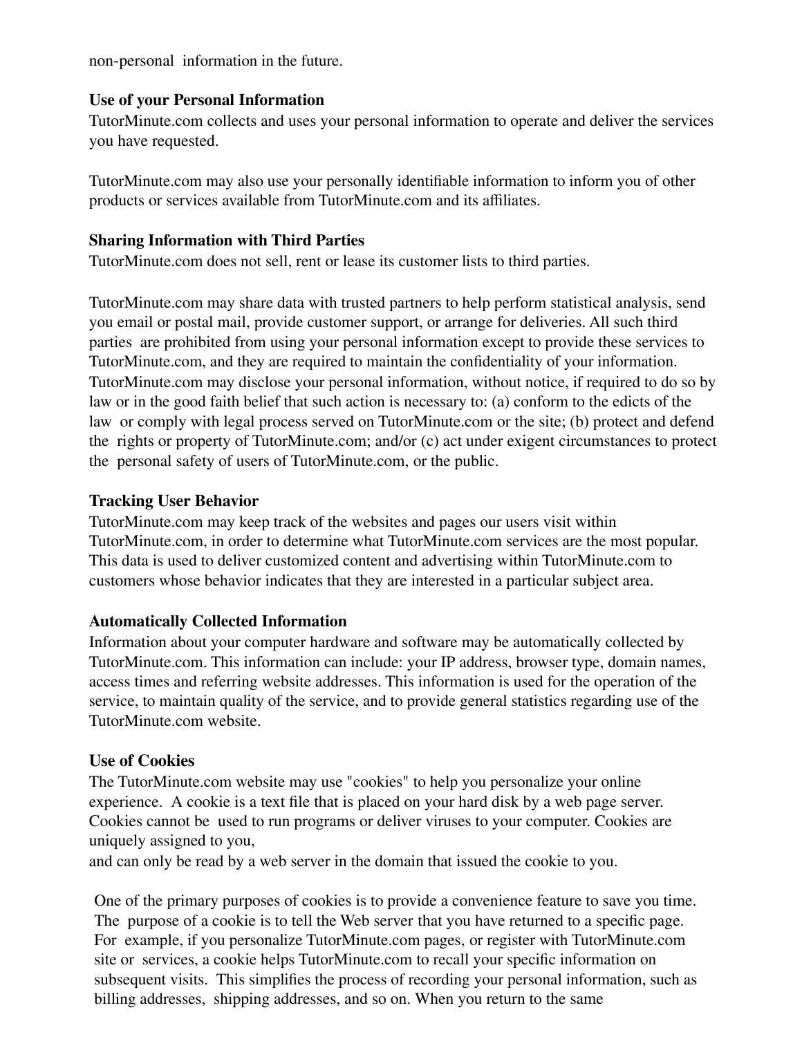non-personal information in the future.

**Use of your Personal Information**
TutorMinute.com collects and uses your personal information to operate and deliver the services you have requested.

TutorMinute.com may also use your personally identifiable information to inform you of other products or services available from TutorMinute.com and its affiliates.

**Sharing Information with Third Parties**
TutorMinute.com does not sell, rent or lease its customer lists to third parties.

TutorMinute.com may share data with trusted partners to help perform statistical analysis, send you email or postal mail, provide customer support, or arrange for deliveries. All such third parties are prohibited from using your personal information except to provide these services to TutorMinute.com, and they are required to maintain the confidentiality of your information. TutorMinute.com may disclose your personal information, without notice, if required to do so by law or in the good faith belief that such action is necessary to: (a) conform to the edicts of the law or comply with legal process served on TutorMinute.com or the site; (b) protect and defend the rights or property of TutorMinute.com; and/or (c) act under exigent circumstances to protect the personal safety of users of TutorMinute.com, or the public.

**Tracking User Behavior**
TutorMinute.com may keep track of the websites and pages our users visit within TutorMinute.com, in order to determine what TutorMinute.com services are the most popular. This data is used to deliver customized content and advertising within TutorMinute.com to customers whose behavior indicates that they are interested in a particular subject area.

**Automatically Collected Information**
Information about your computer hardware and software may be automatically collected by TutorMinute.com. This information can include: your IP address, browser type, domain names, access times and referring website addresses. This information is used for the operation of the service, to maintain quality of the service, and to provide general statistics regarding use of the TutorMinute.com website.

**Use of Cookies**
The TutorMinute.com website may use "cookies" to help you personalize your online experience. A cookie is a text file that is placed on your hard disk by a web page server. Cookies cannot be used to run programs or deliver viruses to your computer. Cookies are uniquely assigned to you,
and can only be read by a web server in the domain that issued the cookie to you.

One of the primary purposes of cookies is to provide a convenience feature to save you time. The purpose of a cookie is to tell the Web server that you have returned to a specific page. For example, if you personalize TutorMinute.com pages, or register with TutorMinute.com site or services, a cookie helps TutorMinute.com to recall your specific information on subsequent visits. This simplifies the process of recording your personal information, such as billing addresses, shipping addresses, and so on. When you return to the same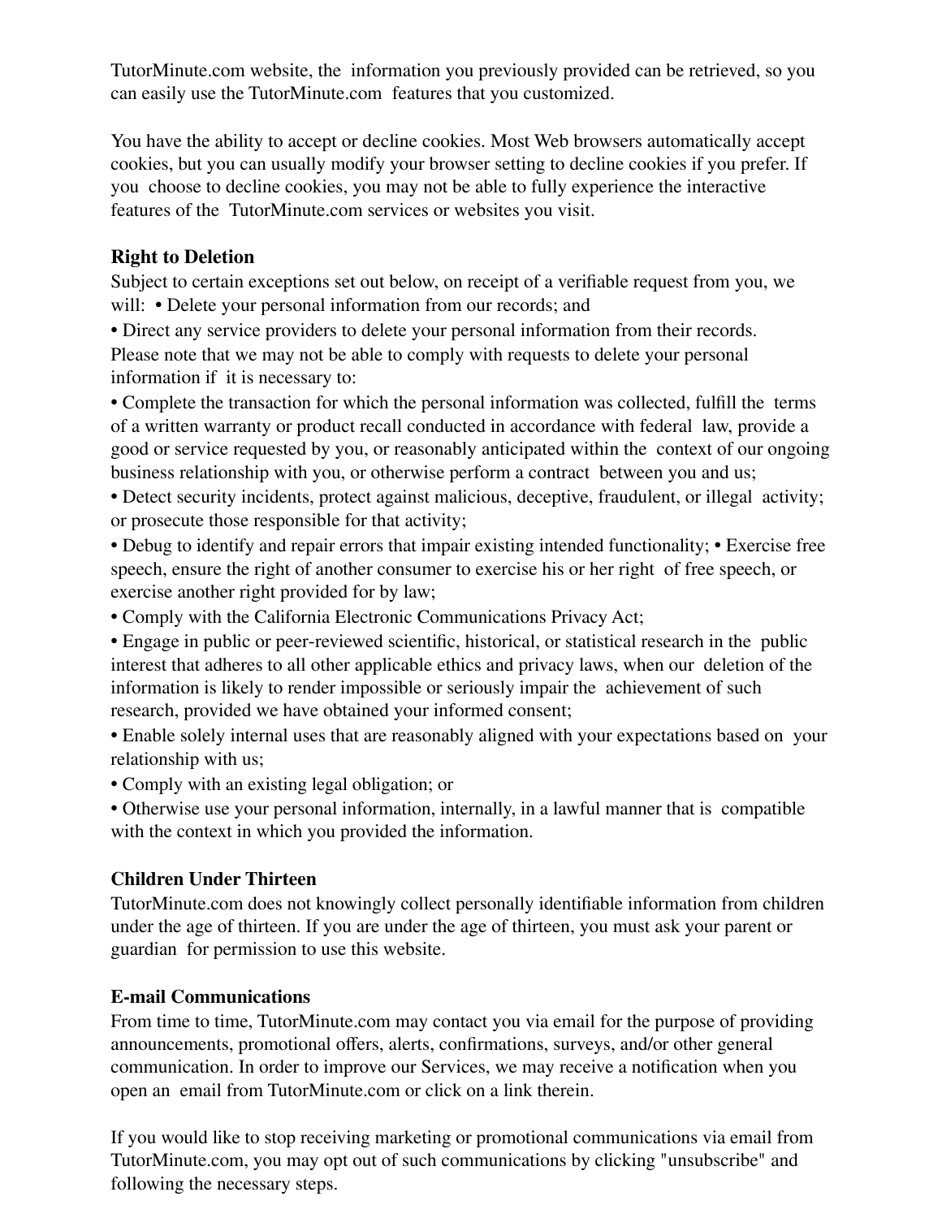TutorMinute.com website, the information you previously provided can be retrieved, so you can easily use the TutorMinute.com features that you customized.

You have the ability to accept or decline cookies. Most Web browsers automatically accept cookies, but you can usually modify your browser setting to decline cookies if you prefer. If you choose to decline cookies, you may not be able to fully experience the interactive features of the TutorMinute.com services or websites you visit.

**Right to Deletion**

Subject to certain exceptions set out below, on receipt of a verifiable request from you, we will:

- Delete your personal information from our records; and
- Direct any service providers to delete your personal information from their records.

Please note that we may not be able to comply with requests to delete your personal information if it is necessary to:

- Complete the transaction for which the personal information was collected, fulfill the terms of a written warranty or product recall conducted in accordance with federal law, provide a good or service requested by you, or reasonably anticipated within the context of our ongoing business relationship with you, or otherwise perform a contract between you and us;
- Detect security incidents, protect against malicious, deceptive, fraudulent, or illegal activity; or prosecute those responsible for that activity;
- Debug to identify and repair errors that impair existing intended functionality;
- Exercise free speech, ensure the right of another consumer to exercise his or her right of free speech, or exercise another right provided for by law;
- Comply with the California Electronic Communications Privacy Act;
- Engage in public or peer-reviewed scientific, historical, or statistical research in the public interest that adheres to all other applicable ethics and privacy laws, when our deletion of the information is likely to render impossible or seriously impair the achievement of such research, provided we have obtained your informed consent;
- Enable solely internal uses that are reasonably aligned with your expectations based on your relationship with us;
- Comply with an existing legal obligation; or
- Otherwise use your personal information, internally, in a lawful manner that is compatible with the context in which you provided the information.

**Children Under Thirteen**

TutorMinute.com does not knowingly collect personally identifiable information from children under the age of thirteen. If you are under the age of thirteen, you must ask your parent or guardian for permission to use this website.

**E-mail Communications**

From time to time, TutorMinute.com may contact you via email for the purpose of providing announcements, promotional offers, alerts, confirmations, surveys, and/or other general communication. In order to improve our Services, we may receive a notification when you open an email from TutorMinute.com or click on a link therein.

If you would like to stop receiving marketing or promotional communications via email from TutorMinute.com, you may opt out of such communications by clicking "unsubscribe" and following the necessary steps.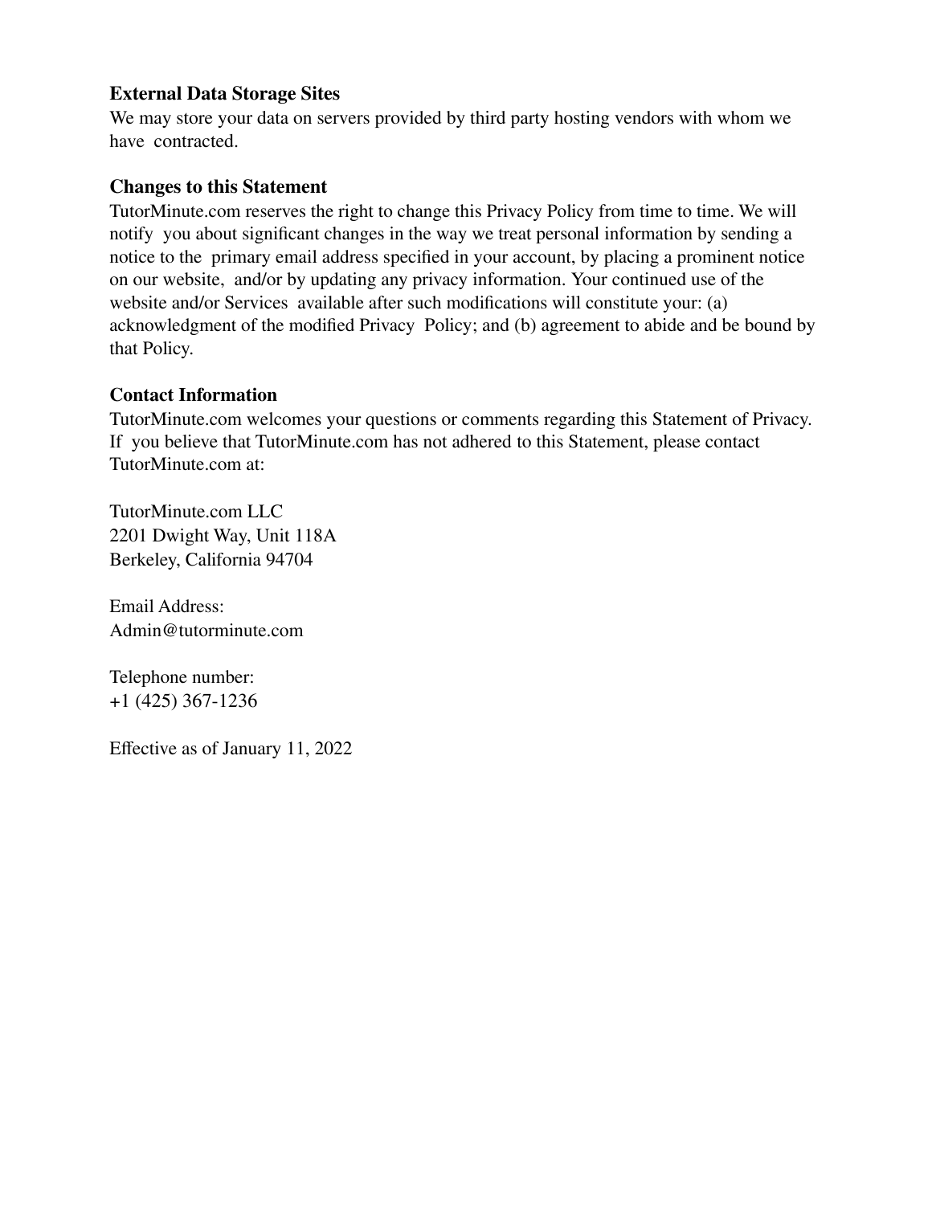**External Data Storage Sites**

We may store your data on servers provided by third party hosting vendors with whom we have contracted.

**Changes to this Statement**

TutorMinute.com reserves the right to change this Privacy Policy from time to time. We will notify you about significant changes in the way we treat personal information by sending a notice to the primary email address specified in your account, by placing a prominent notice on our website, and/or by updating any privacy information. Your continued use of the website and/or Services available after such modifications will constitute your: (a) acknowledgment of the modified Privacy Policy; and (b) agreement to abide and be bound by that Policy.

**Contact Information**

TutorMinute.com welcomes your questions or comments regarding this Statement of Privacy. If you believe that TutorMinute.com has not adhered to this Statement, please contact TutorMinute.com at:

TutorMinute.com LLC
2201 Dwight Way, Unit 118A
Berkeley, California 94704

Email Address:
Admin@tutorminute.com

Telephone number:
+1 (425) 367-1236

Effective as of January 11, 2022